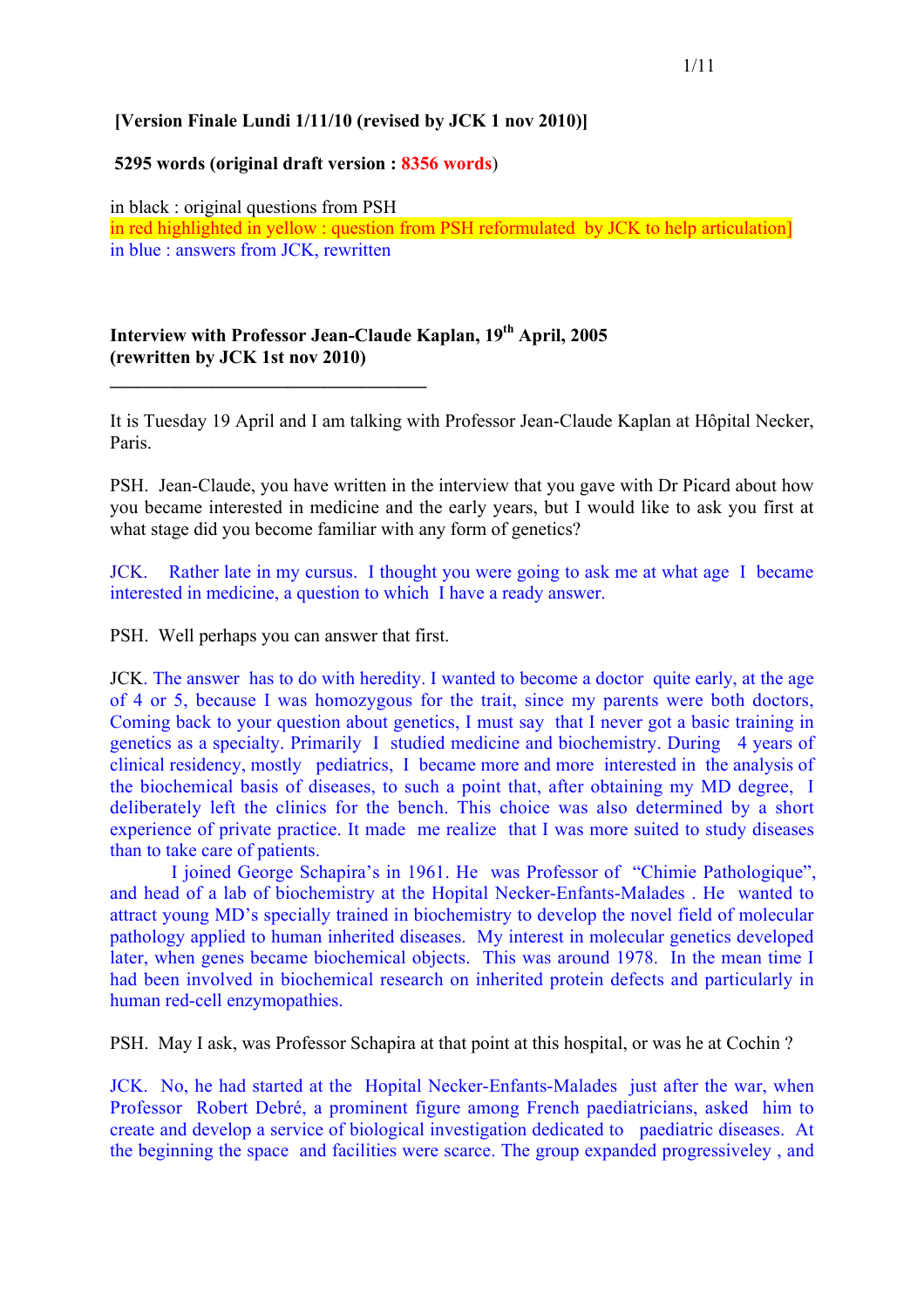**[Version Finale Lundi 1/11/10 (revised by JCK 1 nov 2010)]**

**5295 words (original draft version : 8356 words)**

in black : original questions from PSH
in red highlighted in yellow : question from PSH reformulated by JCK to help articulation]
in blue : answers from JCK, rewritten

**Interview with Professor Jean-Claude Kaplan, 19th April, 2005**
**(rewritten by JCK 1st nov 2010)**

---

It is Tuesday 19 April and I am talking with Professor Jean-Claude Kaplan at Hôpital Necker, Paris.

PSH. Jean-Claude, you have written in the interview that you gave with Dr Picard about how you became interested in medicine and the early years, but I would like to ask you first at what stage did you become familiar with any form of genetics?

JCK. Rather late in my cursus. I thought you were going to ask me at what age I became interested in medicine, a question to which I have a ready answer.

PSH. Well perhaps you can answer that first.

JCK. The answer has to do with heredity. I wanted to become a doctor quite early, at the age of 4 or 5, because I was homozygous for the trait, since my parents were both doctors, Coming back to your question about genetics, I must say that I never got a basic training in genetics as a specialty. Primarily I studied medicine and biochemistry. During 4 years of clinical residency, mostly pediatrics, I became more and more interested in the analysis of the biochemical basis of diseases, to such a point that, after obtaining my MD degree, I deliberately left the clinics for the bench. This choice was also determined by a short experience of private practice. It made me realize that I was more suited to study diseases than to take care of patients.

I joined George Schapira's in 1961. He was Professor of "Chimie Pathologique", and head of a lab of biochemistry at the Hopital Necker-Enfants-Malades . He wanted to attract young MD's specially trained in biochemistry to develop the novel field of molecular pathology applied to human inherited diseases. My interest in molecular genetics developed later, when genes became biochemical objects. This was around 1978. In the mean time I had been involved in biochemical research on inherited protein defects and particularly in human red-cell enzymopathies.

PSH. May I ask, was Professor Schapira at that point at this hospital, or was he at Cochin ?

JCK. No, he had started at the Hopital Necker-Enfants-Malades just after the war, when Professor Robert Debré, a prominent figure among French paediatricians, asked him to create and develop a service of biological investigation dedicated to paediatric diseases. At the beginning the space and facilities were scarce. The group expanded progressiveley , and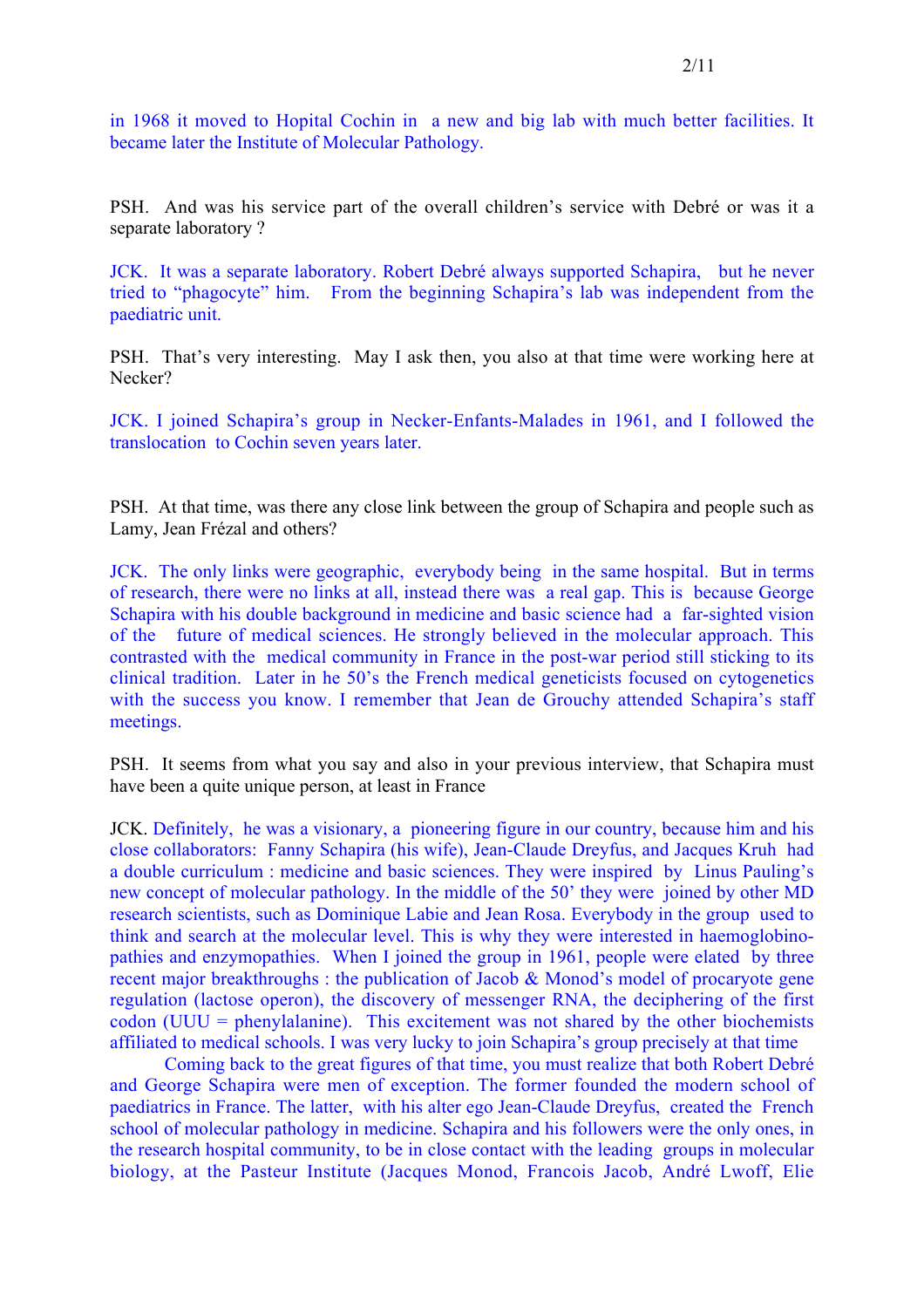in 1968 it moved to Hopital Cochin in a new and big lab with much better facilities. It became later the Institute of Molecular Pathology.

PSH. And was his service part of the overall children's service with Debré or was it a separate laboratory ?

JCK. It was a separate laboratory. Robert Debré always supported Schapira, but he never tried to "phagocyte" him. From the beginning Schapira's lab was independent from the paediatric unit.

PSH. That's very interesting. May I ask then, you also at that time were working here at Necker?

JCK. I joined Schapira's group in Necker-Enfants-Malades in 1961, and I followed the translocation to Cochin seven years later.

PSH. At that time, was there any close link between the group of Schapira and people such as Lamy, Jean Frézal and others?

JCK. The only links were geographic, everybody being in the same hospital. But in terms of research, there were no links at all, instead there was a real gap. This is because George Schapira with his double background in medicine and basic science had a far-sighted vision of the future of medical sciences. He strongly believed in the molecular approach. This contrasted with the medical community in France in the post-war period still sticking to its clinical tradition. Later in he 50's the French medical geneticists focused on cytogenetics with the success you know. I remember that Jean de Grouchy attended Schapira's staff meetings.

PSH. It seems from what you say and also in your previous interview, that Schapira must have been a quite unique person, at least in France

JCK. Definitely, he was a visionary, a pioneering figure in our country, because him and his close collaborators: Fanny Schapira (his wife), Jean-Claude Dreyfus, and Jacques Kruh had a double curriculum : medicine and basic sciences. They were inspired by Linus Pauling's new concept of molecular pathology. In the middle of the 50' they were joined by other MD research scientists, such as Dominique Labie and Jean Rosa. Everybody in the group used to think and search at the molecular level. This is why they were interested in haemoglobino-pathies and enzymopathies. When I joined the group in 1961, people were elated by three recent major breakthroughs : the publication of Jacob & Monod's model of procaryote gene regulation (lactose operon), the discovery of messenger RNA, the deciphering of the first codon (UUU = phenylalanine). This excitement was not shared by the other biochemists affiliated to medical schools. I was very lucky to join Schapira's group precisely at that time

Coming back to the great figures of that time, you must realize that both Robert Debré and George Schapira were men of exception. The former founded the modern school of paediatrics in France. The latter, with his alter ego Jean-Claude Dreyfus, created the French school of molecular pathology in medicine. Schapira and his followers were the only ones, in the research hospital community, to be in close contact with the leading groups in molecular biology, at the Pasteur Institute (Jacques Monod, Francois Jacob, André Lwoff, Elie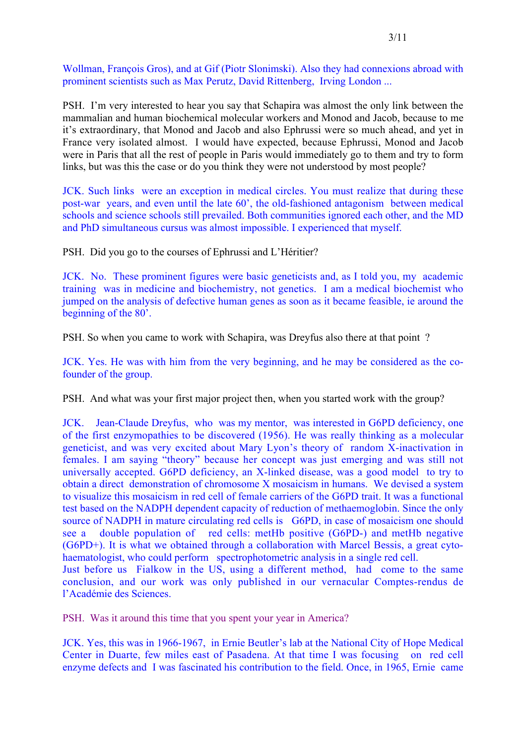Wollman, François Gros), and at Gif (Piotr Slonimski). Also they had connexions abroad with prominent scientists such as Max Perutz, David Rittenberg, Irving London ...

PSH. I'm very interested to hear you say that Schapira was almost the only link between the mammalian and human biochemical molecular workers and Monod and Jacob, because to me it's extraordinary, that Monod and Jacob and also Ephrussi were so much ahead, and yet in France very isolated almost. I would have expected, because Ephrussi, Monod and Jacob were in Paris that all the rest of people in Paris would immediately go to them and try to form links, but was this the case or do you think they were not understood by most people?

JCK. Such links were an exception in medical circles. You must realize that during these post-war years, and even until the late 60', the old-fashioned antagonism between medical schools and science schools still prevailed. Both communities ignored each other, and the MD and PhD simultaneous cursus was almost impossible. I experienced that myself.

PSH. Did you go to the courses of Ephrussi and L'Héritier?

JCK. No. These prominent figures were basic geneticists and, as I told you, my academic training was in medicine and biochemistry, not genetics. I am a medical biochemist who jumped on the analysis of defective human genes as soon as it became feasible, ie around the beginning of the 80'.

PSH. So when you came to work with Schapira, was Dreyfus also there at that point ?

JCK. Yes. He was with him from the very beginning, and he may be considered as the co-founder of the group.

PSH. And what was your first major project then, when you started work with the group?

JCK. Jean-Claude Dreyfus, who was my mentor, was interested in G6PD deficiency, one of the first enzymopathies to be discovered (1956). He was really thinking as a molecular geneticist, and was very excited about Mary Lyon's theory of random X-inactivation in females. I am saying "theory" because her concept was just emerging and was still not universally accepted. G6PD deficiency, an X-linked disease, was a good model to try to obtain a direct demonstration of chromosome X mosaicism in humans. We devised a system to visualize this mosaicism in red cell of female carriers of the G6PD trait. It was a functional test based on the NADPH dependent capacity of reduction of methaemoglobin. Since the only source of NADPH in mature circulating red cells is G6PD, in case of mosaicism one should see a double population of red cells: metHb positive (G6PD-) and metHb negative (G6PD+). It is what we obtained through a collaboration with Marcel Bessis, a great cyto-haematologist, who could perform spectrophotometric analysis in a single red cell.
Just before us Fialkow in the US, using a different method, had come to the same conclusion, and our work was only published in our vernacular Comptes-rendus de l'Académie des Sciences.

PSH. Was it around this time that you spent your year in America?

JCK. Yes, this was in 1966-1967, in Ernie Beutler's lab at the National City of Hope Medical Center in Duarte, few miles east of Pasadena. At that time I was focusing on red cell enzyme defects and I was fascinated his contribution to the field. Once, in 1965, Ernie came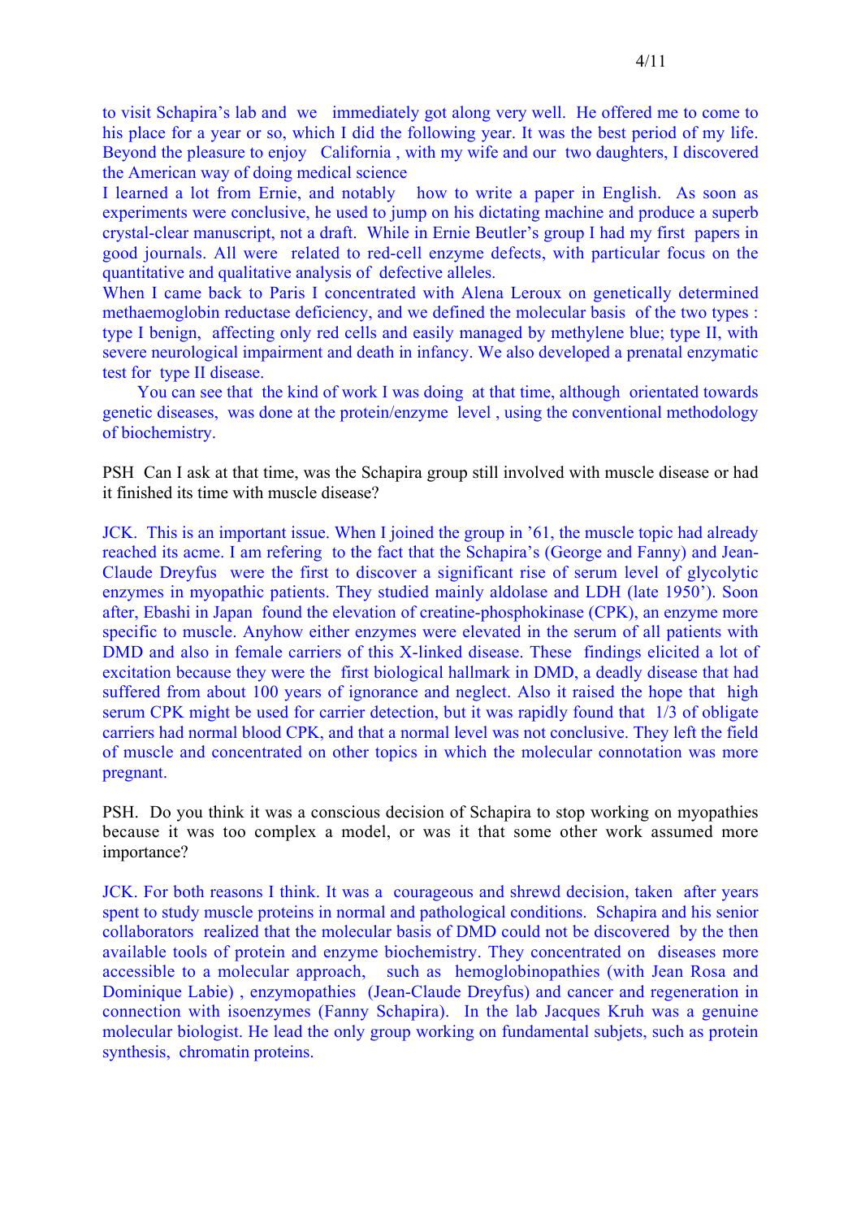to visit Schapira's lab and we immediately got along very well. He offered me to come to his place for a year or so, which I did the following year. It was the best period of my life. Beyond the pleasure to enjoy California , with my wife and our two daughters, I discovered the American way of doing medical science

I learned a lot from Ernie, and notably how to write a paper in English. As soon as experiments were conclusive, he used to jump on his dictating machine and produce a superb crystal-clear manuscript, not a draft. While in Ernie Beutler's group I had my first papers in good journals. All were related to red-cell enzyme defects, with particular focus on the quantitative and qualitative analysis of defective alleles.

When I came back to Paris I concentrated with Alena Leroux on genetically determined methaemoglobin reductase deficiency, and we defined the molecular basis of the two types : type I benign, affecting only red cells and easily managed by methylene blue; type II, with severe neurological impairment and death in infancy. We also developed a prenatal enzymatic test for type II disease.

You can see that the kind of work I was doing at that time, although orientated towards genetic diseases, was done at the protein/enzyme level , using the conventional methodology of biochemistry.

PSH Can I ask at that time, was the Schapira group still involved with muscle disease or had it finished its time with muscle disease?

JCK. This is an important issue. When I joined the group in '61, the muscle topic had already reached its acme. I am refering to the fact that the Schapira's (George and Fanny) and Jean-Claude Dreyfus were the first to discover a significant rise of serum level of glycolytic enzymes in myopathic patients. They studied mainly aldolase and LDH (late 1950'). Soon after, Ebashi in Japan found the elevation of creatine-phosphokinase (CPK), an enzyme more specific to muscle. Anyhow either enzymes were elevated in the serum of all patients with DMD and also in female carriers of this X-linked disease. These findings elicited a lot of excitation because they were the first biological hallmark in DMD, a deadly disease that had suffered from about 100 years of ignorance and neglect. Also it raised the hope that high serum CPK might be used for carrier detection, but it was rapidly found that 1/3 of obligate carriers had normal blood CPK, and that a normal level was not conclusive. They left the field of muscle and concentrated on other topics in which the molecular connotation was more pregnant.

PSH. Do you think it was a conscious decision of Schapira to stop working on myopathies because it was too complex a model, or was it that some other work assumed more importance?

JCK. For both reasons I think. It was a courageous and shrewd decision, taken after years spent to study muscle proteins in normal and pathological conditions. Schapira and his senior collaborators realized that the molecular basis of DMD could not be discovered by the then available tools of protein and enzyme biochemistry. They concentrated on diseases more accessible to a molecular approach, such as hemoglobinopathies (with Jean Rosa and Dominique Labie) , enzymopathies (Jean-Claude Dreyfus) and cancer and regeneration in connection with isoenzymes (Fanny Schapira). In the lab Jacques Kruh was a genuine molecular biologist. He lead the only group working on fundamental subjets, such as protein synthesis, chromatin proteins.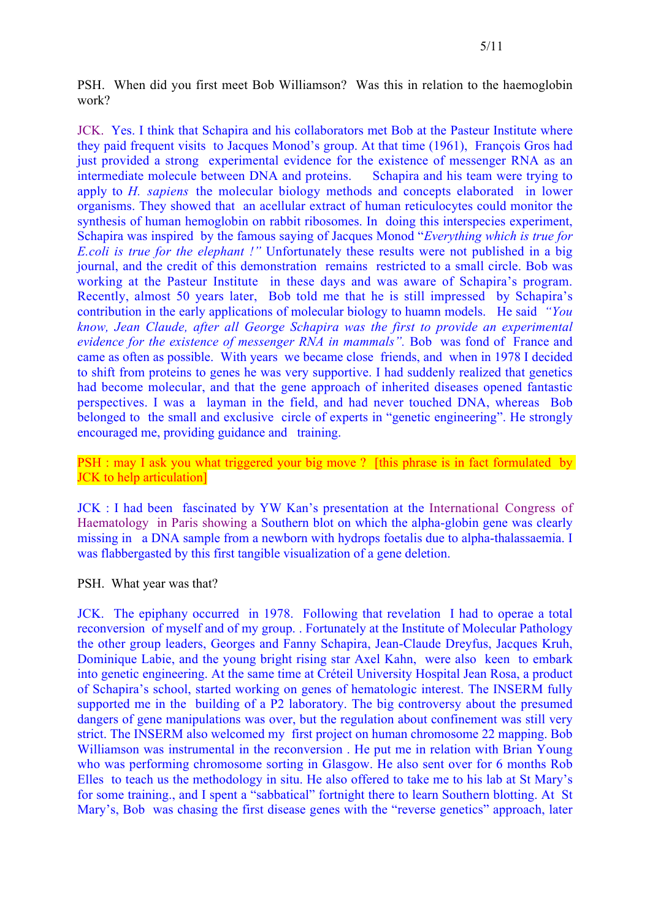PSH. When did you first meet Bob Williamson? Was this in relation to the haemoglobin work?

JCK. Yes. I think that Schapira and his collaborators met Bob at the Pasteur Institute where they paid frequent visits to Jacques Monod's group. At that time (1961), François Gros had just provided a strong experimental evidence for the existence of messenger RNA as an intermediate molecule between DNA and proteins. Schapira and his team were trying to apply to *H. sapiens* the molecular biology methods and concepts elaborated in lower organisms. They showed that an acellular extract of human reticulocytes could monitor the synthesis of human hemoglobin on rabbit ribosomes. In doing this interspecies experiment, Schapira was inspired by the famous saying of Jacques Monod "*Everything which is true for E.coli is true for the elephant !*" Unfortunately these results were not published in a big journal, and the credit of this demonstration remains restricted to a small circle. Bob was working at the Pasteur Institute in these days and was aware of Schapira's program. Recently, almost 50 years later, Bob told me that he is still impressed by Schapira's contribution in the early applications of molecular biology to huamn models. He said *"You know, Jean Claude, after all George Schapira was the first to provide an experimental evidence for the existence of messenger RNA in mammals".* Bob was fond of France and came as often as possible. With years we became close friends, and when in 1978 I decided to shift from proteins to genes he was very supportive. I had suddenly realized that genetics had become molecular, and that the gene approach of inherited diseases opened fantastic perspectives. I was a layman in the field, and had never touched DNA, whereas Bob belonged to the small and exclusive circle of experts in "genetic engineering". He strongly encouraged me, providing guidance and training.

PSH : may I ask you what triggered your big move ? [this phrase is in fact formulated by JCK to help articulation]

JCK : I had been fascinated by YW Kan's presentation at the International Congress of Haematology in Paris showing a Southern blot on which the alpha-globin gene was clearly missing in a DNA sample from a newborn with hydrops foetalis due to alpha-thalassaemia. I was flabbergasted by this first tangible visualization of a gene deletion.

PSH. What year was that?

JCK. The epiphany occurred in 1978. Following that revelation I had to operae a total reconversion of myself and of my group. . Fortunately at the Institute of Molecular Pathology the other group leaders, Georges and Fanny Schapira, Jean-Claude Dreyfus, Jacques Kruh, Dominique Labie, and the young bright rising star Axel Kahn, were also keen to embark into genetic engineering. At the same time at Créteil University Hospital Jean Rosa, a product of Schapira's school, started working on genes of hematologic interest. The INSERM fully supported me in the building of a P2 laboratory. The big controversy about the presumed dangers of gene manipulations was over, but the regulation about confinement was still very strict. The INSERM also welcomed my first project on human chromosome 22 mapping. Bob Williamson was instrumental in the reconversion . He put me in relation with Brian Young who was performing chromosome sorting in Glasgow. He also sent over for 6 months Rob Elles to teach us the methodology in situ. He also offered to take me to his lab at St Mary's for some training., and I spent a "sabbatical" fortnight there to learn Southern blotting. At St Mary's, Bob was chasing the first disease genes with the "reverse genetics" approach, later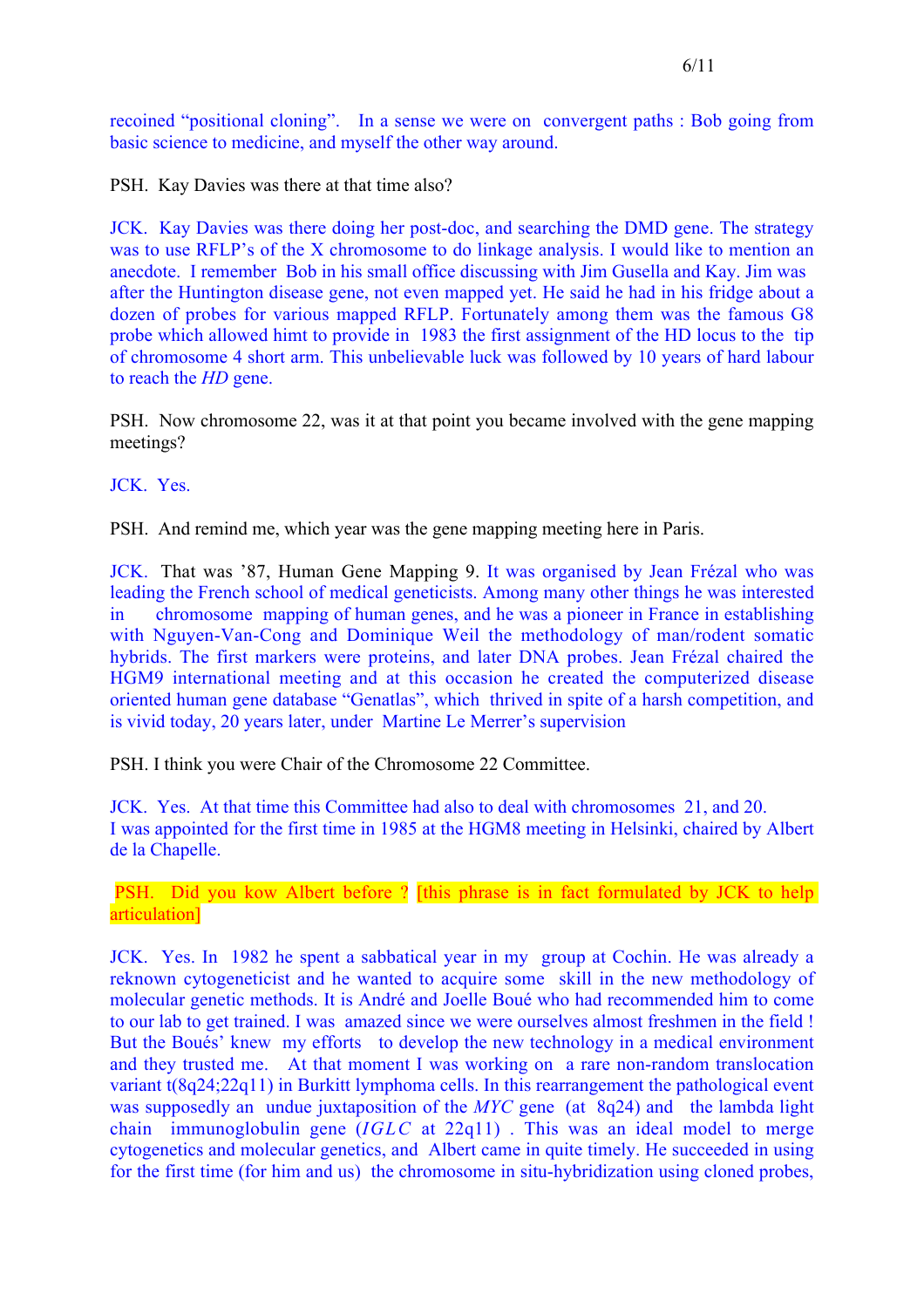recoined "positional cloning". In a sense we were on convergent paths : Bob going from basic science to medicine, and myself the other way around.

PSH. Kay Davies was there at that time also?

JCK. Kay Davies was there doing her post-doc, and searching the DMD gene. The strategy was to use RFLP's of the X chromosome to do linkage analysis. I would like to mention an anecdote. I remember Bob in his small office discussing with Jim Gusella and Kay. Jim was after the Huntington disease gene, not even mapped yet. He said he had in his fridge about a dozen of probes for various mapped RFLP. Fortunately among them was the famous G8 probe which allowed himt to provide in 1983 the first assignment of the HD locus to the tip of chromosome 4 short arm. This unbelievable luck was followed by 10 years of hard labour to reach the *HD* gene.

PSH. Now chromosome 22, was it at that point you became involved with the gene mapping meetings?

JCK. Yes.

PSH. And remind me, which year was the gene mapping meeting here in Paris.

JCK. That was '87, Human Gene Mapping 9. It was organised by Jean Frézal who was leading the French school of medical geneticists. Among many other things he was interested in chromosome mapping of human genes, and he was a pioneer in France in establishing with Nguyen-Van-Cong and Dominique Weil the methodology of man/rodent somatic hybrids. The first markers were proteins, and later DNA probes. Jean Frézal chaired the HGM9 international meeting and at this occasion he created the computerized disease oriented human gene database "Genatlas", which thrived in spite of a harsh competition, and is vivid today, 20 years later, under Martine Le Merrer's supervision

PSH. I think you were Chair of the Chromosome 22 Committee.

JCK. Yes. At that time this Committee had also to deal with chromosomes 21, and 20.
I was appointed for the first time in 1985 at the HGM8 meeting in Helsinki, chaired by Albert de la Chapelle.

PSH. Did you kow Albert before ? [this phrase is in fact formulated by JCK to help articulation]

JCK. Yes. In 1982 he spent a sabbatical year in my group at Cochin. He was already a reknown cytogeneticist and he wanted to acquire some skill in the new methodology of molecular genetic methods. It is André and Joelle Boué who had recommended him to come to our lab to get trained. I was amazed since we were ourselves almost freshmen in the field ! But the Boués' knew my efforts to develop the new technology in a medical environment and they trusted me. At that moment I was working on a rare non-random translocation variant t(8q24;22q11) in Burkitt lymphoma cells. In this rearrangement the pathological event was supposedly an undue juxtaposition of the *MYC* gene (at 8q24) and the lambda light chain immunoglobulin gene (*IGLC* at 22q11) . This was an ideal model to merge cytogenetics and molecular genetics, and Albert came in quite timely. He succeeded in using for the first time (for him and us) the chromosome in situ-hybridization using cloned probes,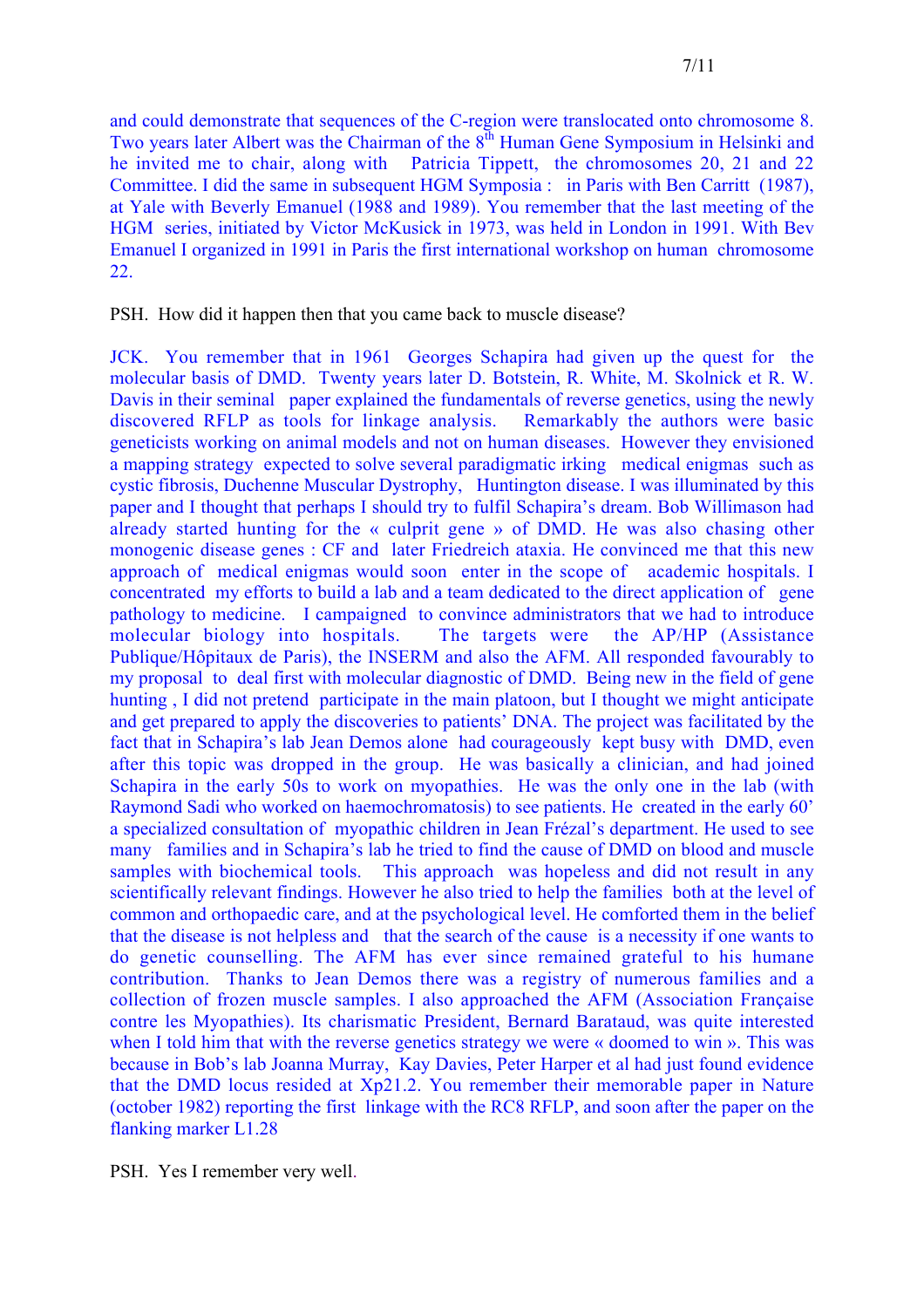and could demonstrate that sequences of the C-region were translocated onto chromosome 8. Two years later Albert was the Chairman of the 8th Human Gene Symposium in Helsinki and he invited me to chair, along with Patricia Tippett, the chromosomes 20, 21 and 22 Committee. I did the same in subsequent HGM Sympósia : in Paris with Ben Carritt (1987), at Yale with Beverly Emanuel (1988 and 1989). You remember that the last meeting of the HGM series, initiated by Victor McKusick in 1973, was held in London in 1991. With Bev Emanuel I organized in 1991 in Paris the first international workshop on human chromosome 22.

PSH. How did it happen then that you came back to muscle disease?

JCK. You remember that in 1961 Georges Schapira had given up the quest for the molecular basis of DMD. Twenty years later D. Botstein, R. White, M. Skolnick et R. W. Davis in their seminal paper explained the fundamentals of reverse genetics, using the newly discovered RFLP as tools for linkage analysis. Remarkably the authors were basic geneticists working on animal models and not on human diseases. However they envisioned a mapping strategy expected to solve several paradigmatic irking medical enigmas such as cystic fibrosis, Duchenne Muscular Dystrophy, Huntington disease. I was illuminated by this paper and I thought that perhaps I should try to fulfil Schapira's dream. Bob Willimason had already started hunting for the « culprit gene » of DMD. He was also chasing other monogenic disease genes : CF and later Friedreich ataxia. He convinced me that this new approach of medical enigmas would soon enter in the scope of academic hospitals. I concentrated my efforts to build a lab and a team dedicated to the direct application of gene pathology to medicine. I campaigned to convince administrators that we had to introduce molecular biology into hospitals. The targets were the AP/HP (Assistance Publique/Hôpitaux de Paris), the INSERM and also the AFM. All responded favourably to my proposal to deal first with molecular diagnostic of DMD. Being new in the field of gene hunting , I did not pretend participate in the main platoon, but I thought we might anticipate and get prepared to apply the discoveries to patients' DNA. The project was facilitated by the fact that in Schapira's lab Jean Demos alone had courageously kept busy with DMD, even after this topic was dropped in the group. He was basically a clinician, and had joined Schapira in the early 50s to work on myopathies. He was the only one in the lab (with Raymond Sadi who worked on haemochromatosis) to see patients. He created in the early 60' a specialized consultation of myopathic children in Jean Frézal's department. He used to see many families and in Schapira's lab he tried to find the cause of DMD on blood and muscle samples with biochemical tools. This approach was hopeless and did not result in any scientifically relevant findings. However he also tried to help the families both at the level of common and orthopaedic care, and at the psychological level. He comforted them in the belief that the disease is not helpless and that the search of the cause is a necessity if one wants to do genetic counselling. The AFM has ever since remained grateful to his humane contribution. Thanks to Jean Demos there was a registry of numerous families and a collection of frozen muscle samples. I also approached the AFM (Association Française contre les Myopathies). Its charismatic President, Bernard Barataud, was quite interested when I told him that with the reverse genetics strategy we were « doomed to win ». This was because in Bob's lab Joanna Murray, Kay Davies, Peter Harper et al had just found evidence that the DMD locus resided at Xp21.2. You remember their memorable paper in Nature (october 1982) reporting the first linkage with the RC8 RFLP, and soon after the paper on the flanking marker L1.28

PSH. Yes I remember very well.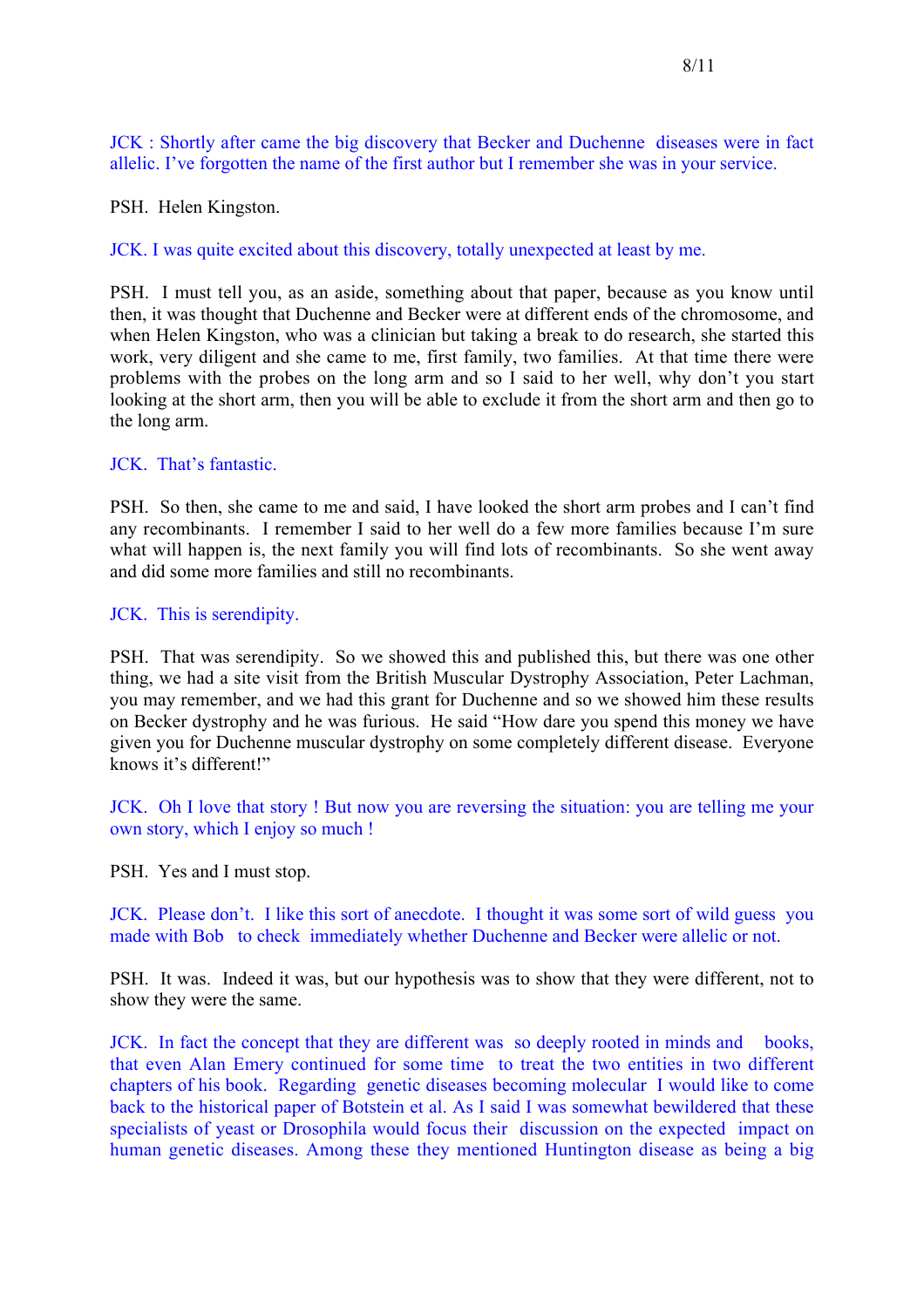JCK : Shortly after came the big discovery that Becker and Duchenne diseases were in fact allelic. I've forgotten the name of the first author but I remember she was in your service.

PSH. Helen Kingston.

JCK. I was quite excited about this discovery, totally unexpected at least by me.

PSH. I must tell you, as an aside, something about that paper, because as you know until then, it was thought that Duchenne and Becker were at different ends of the chromosome, and when Helen Kingston, who was a clinician but taking a break to do research, she started this work, very diligent and she came to me, first family, two families. At that time there were problems with the probes on the long arm and so I said to her well, why don't you start looking at the short arm, then you will be able to exclude it from the short arm and then go to the long arm.

JCK. That's fantastic.

PSH. So then, she came to me and said, I have looked the short arm probes and I can't find any recombinants. I remember I said to her well do a few more families because I'm sure what will happen is, the next family you will find lots of recombinants. So she went away and did some more families and still no recombinants.

JCK. This is serendipity.

PSH. That was serendipity. So we showed this and published this, but there was one other thing, we had a site visit from the British Muscular Dystrophy Association, Peter Lachman, you may remember, and we had this grant for Duchenne and so we showed him these results on Becker dystrophy and he was furious. He said "How dare you spend this money we have given you for Duchenne muscular dystrophy on some completely different disease. Everyone knows it's different!"

JCK. Oh I love that story ! But now you are reversing the situation: you are telling me your own story, which I enjoy so much !

PSH. Yes and I must stop.

JCK. Please don't. I like this sort of anecdote. I thought it was some sort of wild guess you made with Bob to check immediately whether Duchenne and Becker were allelic or not.

PSH. It was. Indeed it was, but our hypothesis was to show that they were different, not to show they were the same.

JCK. In fact the concept that they are different was so deeply rooted in minds and books, that even Alan Emery continued for some time to treat the two entities in two different chapters of his book. Regarding genetic diseases becoming molecular I would like to come back to the historical paper of Botstein et al. As I said I was somewhat bewildered that these specialists of yeast or Drosophila would focus their discussion on the expected impact on human genetic diseases. Among these they mentioned Huntington disease as being a big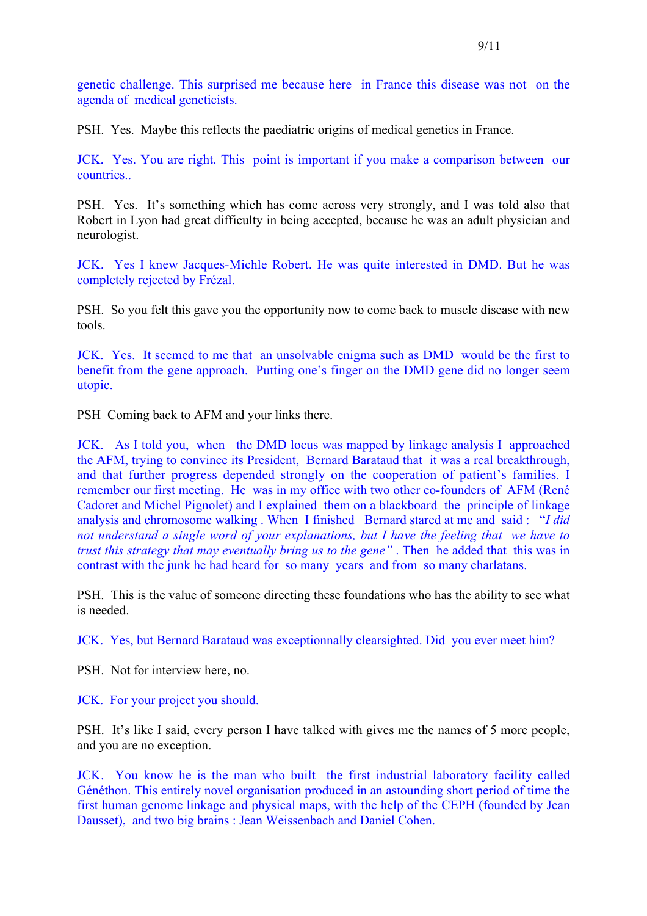genetic challenge. This surprised me because here in France this disease was not on the agenda of medical geneticists.

PSH. Yes. Maybe this reflects the paediatric origins of medical genetics in France.

JCK. Yes. You are right. This point is important if you make a comparison between our countries..

PSH. Yes. It's something which has come across very strongly, and I was told also that Robert in Lyon had great difficulty in being accepted, because he was an adult physician and neurologist.

JCK. Yes I knew Jacques-Michle Robert. He was quite interested in DMD. But he was completely rejected by Frézal.

PSH. So you felt this gave you the opportunity now to come back to muscle disease with new tools.

JCK. Yes. It seemed to me that an unsolvable enigma such as DMD would be the first to benefit from the gene approach. Putting one's finger on the DMD gene did no longer seem utopic.

PSH Coming back to AFM and your links there.

JCK. As I told you, when the DMD locus was mapped by linkage analysis I approached the AFM, trying to convince its President, Bernard Barataud that it was a real breakthrough, and that further progress depended strongly on the cooperation of patient's families. I remember our first meeting. He was in my office with two other co-founders of AFM (René Cadoret and Michel Pignolet) and I explained them on a blackboard the principle of linkage analysis and chromosome walking . When I finished Bernard stared at me and said : "*I did not understand a single word of your explanations, but I have the feeling that we have to trust this strategy that may eventually bring us to the gene*" . Then he added that this was in contrast with the junk he had heard for so many years and from so many charlatans.

PSH. This is the value of someone directing these foundations who has the ability to see what is needed.

JCK. Yes, but Bernard Barataud was exceptionnally clearsighted. Did you ever meet him?

PSH. Not for interview here, no.

JCK. For your project you should.

PSH. It's like I said, every person I have talked with gives me the names of 5 more people, and you are no exception.

JCK. You know he is the man who built the first industrial laboratory facility called Généthon. This entirely novel organisation produced in an astounding short period of time the first human genome linkage and physical maps, with the help of the CEPH (founded by Jean Dausset), and two big brains : Jean Weissenbach and Daniel Cohen.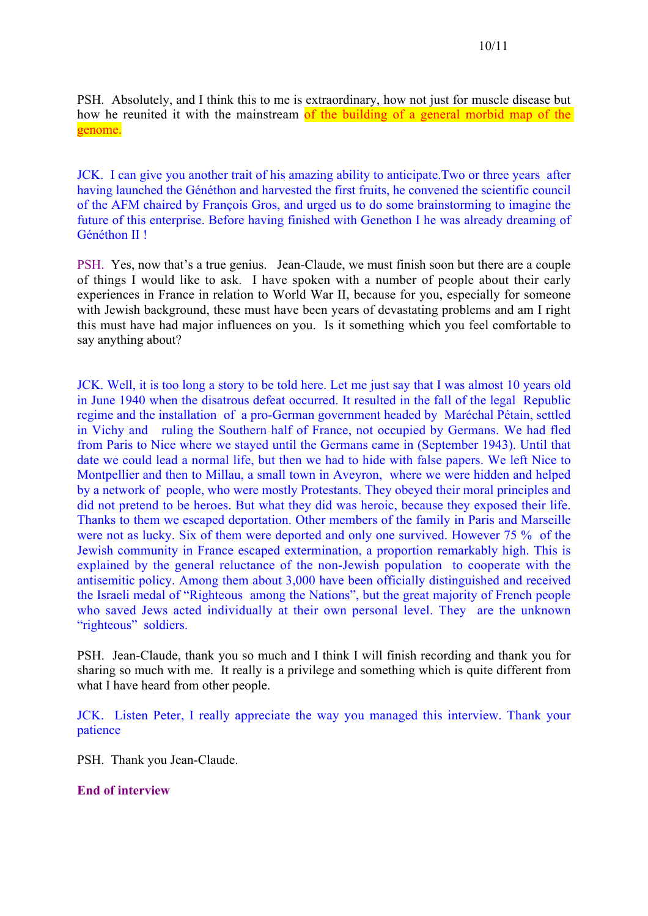PSH. Absolutely, and I think this to me is extraordinary, how not just for muscle disease but how he reunited it with the mainstream of the building of a general morbid map of the genome.

JCK. I can give you another trait of his amazing ability to anticipate.Two or three years after having launched the Généthon and harvested the first fruits, he convened the scientific council of the AFM chaired by François Gros, and urged us to do some brainstorming to imagine the future of this enterprise. Before having finished with Genethon I he was already dreaming of Généthon II !

PSH. Yes, now that's a true genius. Jean-Claude, we must finish soon but there are a couple of things I would like to ask. I have spoken with a number of people about their early experiences in France in relation to World War II, because for you, especially for someone with Jewish background, these must have been years of devastating problems and am I right this must have had major influences on you. Is it something which you feel comfortable to say anything about?

JCK. Well, it is too long a story to be told here. Let me just say that I was almost 10 years old in June 1940 when the disatrous defeat occurred. It resulted in the fall of the legal Republic regime and the installation of a pro-German government headed by Maréchal Pétain, settled in Vichy and ruling the Southern half of France, not occupied by Germans. We had fled from Paris to Nice where we stayed until the Germans came in (September 1943). Until that date we could lead a normal life, but then we had to hide with false papers. We left Nice to Montpellier and then to Millau, a small town in Aveyron, where we were hidden and helped by a network of people, who were mostly Protestants. They obeyed their moral principles and did not pretend to be heroes. But what they did was heroic, because they exposed their life. Thanks to them we escaped deportation. Other members of the family in Paris and Marseille were not as lucky. Six of them were deported and only one survived. However 75 % of the Jewish community in France escaped extermination, a proportion remarkably high. This is explained by the general reluctance of the non-Jewish population to cooperate with the antisemitic policy. Among them about 3,000 have been officially distinguished and received the Israeli medal of "Righteous among the Nations", but the great majority of French people who saved Jews acted individually at their own personal level. They are the unknown "righteous" soldiers.

PSH. Jean-Claude, thank you so much and I think I will finish recording and thank you for sharing so much with me. It really is a privilege and something which is quite different from what I have heard from other people.

JCK. Listen Peter, I really appreciate the way you managed this interview. Thank your patience

PSH. Thank you Jean-Claude.

**End of interview**